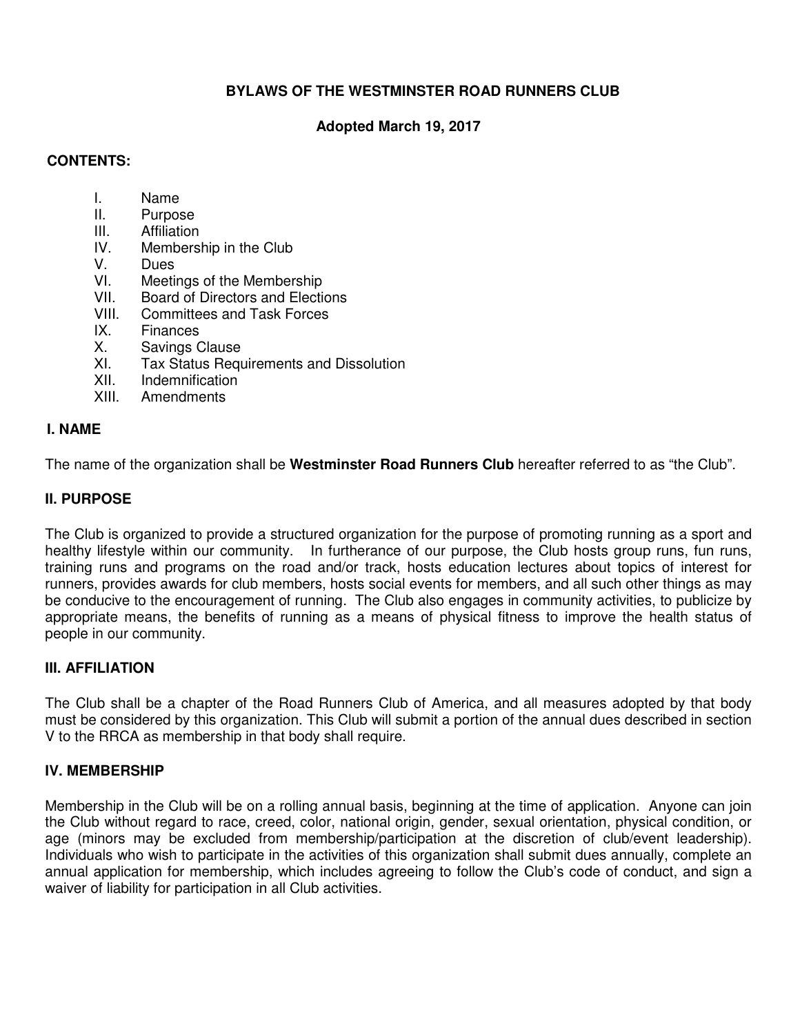# BYLAWS OF THE WESTMINSTER ROAD RUNNERS CLUB

**Adopted March 19, 2017**

## CONTENTS:

I. Name
II. Purpose
III. Affiliation
IV. Membership in the Club
V. Dues
VI. Meetings of the Membership
VII. Board of Directors and Elections
VIII. Committees and Task Forces
IX. Finances
X. Savings Clause
XI. Tax Status Requirements and Dissolution
XII. Indemnification
XIII. Amendments

## I. NAME

The name of the organization shall be **Westminster Road Runners Club** hereafter referred to as "the Club".

## II. PURPOSE

The Club is organized to provide a structured organization for the purpose of promoting running as a sport and healthy lifestyle within our community. In furtherance of our purpose, the Club hosts group runs, fun runs, training runs and programs on the road and/or track, hosts education lectures about topics of interest for runners, provides awards for club members, hosts social events for members, and all such other things as may be conducive to the encouragement of running. The Club also engages in community activities, to publicize by appropriate means, the benefits of running as a means of physical fitness to improve the health status of people in our community.

## III. AFFILIATION

The Club shall be a chapter of the Road Runners Club of America, and all measures adopted by that body must be considered by this organization. This Club will submit a portion of the annual dues described in section V to the RRCA as membership in that body shall require.

## IV. MEMBERSHIP

Membership in the Club will be on a rolling annual basis, beginning at the time of application. Anyone can join the Club without regard to race, creed, color, national origin, gender, sexual orientation, physical condition, or age (minors may be excluded from membership/participation at the discretion of club/event leadership). Individuals who wish to participate in the activities of this organization shall submit dues annually, complete an annual application for membership, which includes agreeing to follow the Club's code of conduct, and sign a waiver of liability for participation in all Club activities.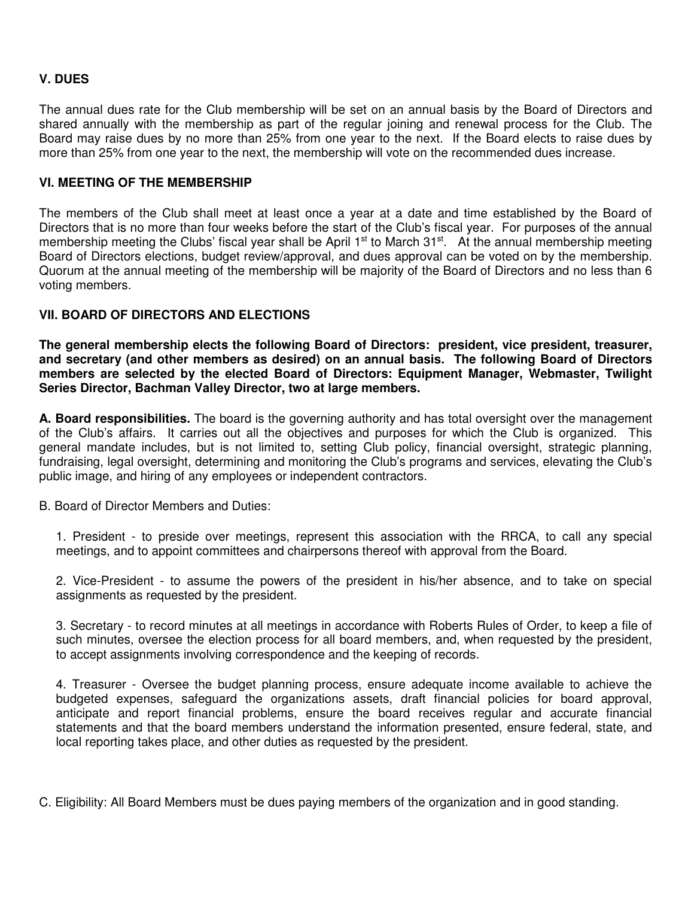## V. DUES

The annual dues rate for the Club membership will be set on an annual basis by the Board of Directors and shared annually with the membership as part of the regular joining and renewal process for the Club. The Board may raise dues by no more than 25% from one year to the next. If the Board elects to raise dues by more than 25% from one year to the next, the membership will vote on the recommended dues increase.

## VI. MEETING OF THE MEMBERSHIP

The members of the Club shall meet at least once a year at a date and time established by the Board of Directors that is no more than four weeks before the start of the Club's fiscal year. For purposes of the annual membership meeting the Clubs' fiscal year shall be April 1st to March 31st. At the annual membership meeting Board of Directors elections, budget review/approval, and dues approval can be voted on by the membership. Quorum at the annual meeting of the membership will be majority of the Board of Directors and no less than 6 voting members.

## VII. BOARD OF DIRECTORS AND ELECTIONS

**The general membership elects the following Board of Directors: president, vice president, treasurer, and secretary (and other members as desired) on an annual basis. The following Board of Directors members are selected by the elected Board of Directors: Equipment Manager, Webmaster, Twilight Series Director, Bachman Valley Director, two at large members.**

**A. Board responsibilities.** The board is the governing authority and has total oversight over the management of the Club's affairs. It carries out all the objectives and purposes for which the Club is organized. This general mandate includes, but is not limited to, setting Club policy, financial oversight, strategic planning, fundraising, legal oversight, determining and monitoring the Club's programs and services, elevating the Club's public image, and hiring of any employees or independent contractors.

B. Board of Director Members and Duties:

1. President - to preside over meetings, represent this association with the RRCA, to call any special meetings, and to appoint committees and chairpersons thereof with approval from the Board.

2. Vice-President - to assume the powers of the president in his/her absence, and to take on special assignments as requested by the president.

3. Secretary - to record minutes at all meetings in accordance with Roberts Rules of Order, to keep a file of such minutes, oversee the election process for all board members, and, when requested by the president, to accept assignments involving correspondence and the keeping of records.

4. Treasurer - Oversee the budget planning process, ensure adequate income available to achieve the budgeted expenses, safeguard the organizations assets, draft financial policies for board approval, anticipate and report financial problems, ensure the board receives regular and accurate financial statements and that the board members understand the information presented, ensure federal, state, and local reporting takes place, and other duties as requested by the president.

C. Eligibility: All Board Members must be dues paying members of the organization and in good standing.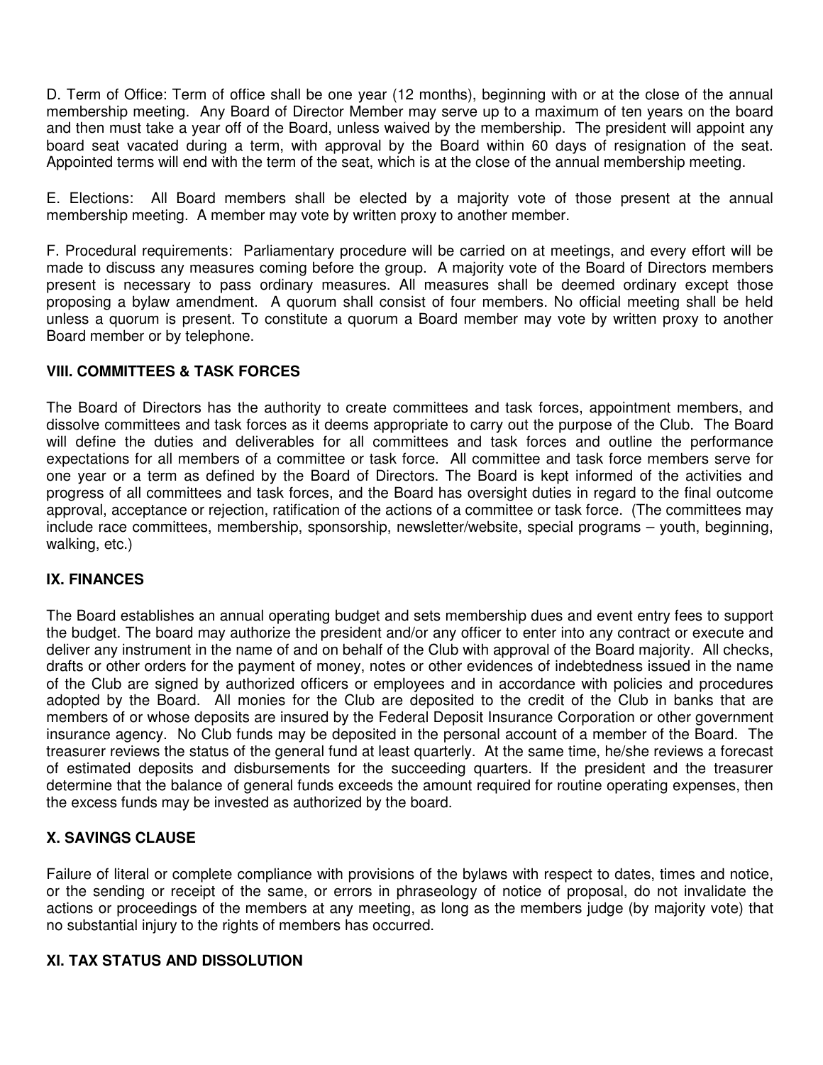D. Term of Office: Term of office shall be one year (12 months), beginning with or at the close of the annual membership meeting. Any Board of Director Member may serve up to a maximum of ten years on the board and then must take a year off of the Board, unless waived by the membership. The president will appoint any board seat vacated during a term, with approval by the Board within 60 days of resignation of the seat. Appointed terms will end with the term of the seat, which is at the close of the annual membership meeting.

E. Elections: All Board members shall be elected by a majority vote of those present at the annual membership meeting. A member may vote by written proxy to another member.

F. Procedural requirements: Parliamentary procedure will be carried on at meetings, and every effort will be made to discuss any measures coming before the group. A majority vote of the Board of Directors members present is necessary to pass ordinary measures. All measures shall be deemed ordinary except those proposing a bylaw amendment. A quorum shall consist of four members. No official meeting shall be held unless a quorum is present. To constitute a quorum a Board member may vote by written proxy to another Board member or by telephone.

## VIII. COMMITTEES & TASK FORCES

The Board of Directors has the authority to create committees and task forces, appointment members, and dissolve committees and task forces as it deems appropriate to carry out the purpose of the Club. The Board will define the duties and deliverables for all committees and task forces and outline the performance expectations for all members of a committee or task force. All committee and task force members serve for one year or a term as defined by the Board of Directors. The Board is kept informed of the activities and progress of all committees and task forces, and the Board has oversight duties in regard to the final outcome approval, acceptance or rejection, ratification of the actions of a committee or task force. (The committees may include race committees, membership, sponsorship, newsletter/website, special programs – youth, beginning, walking, etc.)

## IX. FINANCES

The Board establishes an annual operating budget and sets membership dues and event entry fees to support the budget. The board may authorize the president and/or any officer to enter into any contract or execute and deliver any instrument in the name of and on behalf of the Club with approval of the Board majority. All checks, drafts or other orders for the payment of money, notes or other evidences of indebtedness issued in the name of the Club are signed by authorized officers or employees and in accordance with policies and procedures adopted by the Board. All monies for the Club are deposited to the credit of the Club in banks that are members of or whose deposits are insured by the Federal Deposit Insurance Corporation or other government insurance agency. No Club funds may be deposited in the personal account of a member of the Board. The treasurer reviews the status of the general fund at least quarterly. At the same time, he/she reviews a forecast of estimated deposits and disbursements for the succeeding quarters. If the president and the treasurer determine that the balance of general funds exceeds the amount required for routine operating expenses, then the excess funds may be invested as authorized by the board.

## X. SAVINGS CLAUSE

Failure of literal or complete compliance with provisions of the bylaws with respect to dates, times and notice, or the sending or receipt of the same, or errors in phraseology of notice of proposal, do not invalidate the actions or proceedings of the members at any meeting, as long as the members judge (by majority vote) that no substantial injury to the rights of members has occurred.

## XI. TAX STATUS AND DISSOLUTION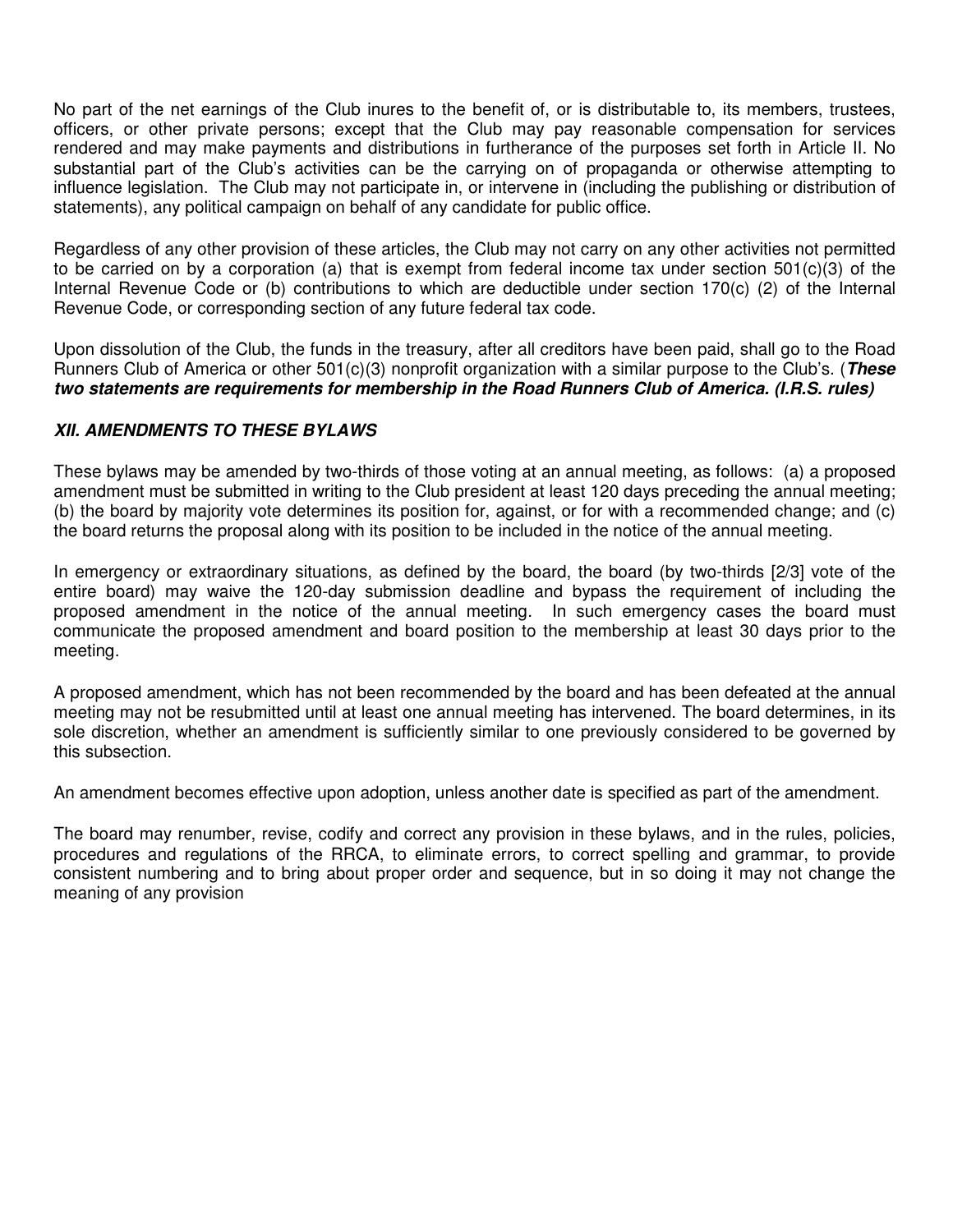No part of the net earnings of the Club inures to the benefit of, or is distributable to, its members, trustees, officers, or other private persons; except that the Club may pay reasonable compensation for services rendered and may make payments and distributions in furtherance of the purposes set forth in Article II. No substantial part of the Club's activities can be the carrying on of propaganda or otherwise attempting to influence legislation. The Club may not participate in, or intervene in (including the publishing or distribution of statements), any political campaign on behalf of any candidate for public office.

Regardless of any other provision of these articles, the Club may not carry on any other activities not permitted to be carried on by a corporation (a) that is exempt from federal income tax under section 501(c)(3) of the Internal Revenue Code or (b) contributions to which are deductible under section 170(c) (2) of the Internal Revenue Code, or corresponding section of any future federal tax code.

Upon dissolution of the Club, the funds in the treasury, after all creditors have been paid, shall go to the Road Runners Club of America or other 501(c)(3) nonprofit organization with a similar purpose to the Club's. (***These two statements are requirements for membership in the Road Runners Club of America. (I.R.S. rules)***

### *XII. AMENDMENTS TO THESE BYLAWS*

These bylaws may be amended by two-thirds of those voting at an annual meeting, as follows: (a) a proposed amendment must be submitted in writing to the Club president at least 120 days preceding the annual meeting; (b) the board by majority vote determines its position for, against, or for with a recommended change; and (c) the board returns the proposal along with its position to be included in the notice of the annual meeting.

In emergency or extraordinary situations, as defined by the board, the board (by two-thirds [2/3] vote of the entire board) may waive the 120-day submission deadline and bypass the requirement of including the proposed amendment in the notice of the annual meeting. In such emergency cases the board must communicate the proposed amendment and board position to the membership at least 30 days prior to the meeting.

A proposed amendment, which has not been recommended by the board and has been defeated at the annual meeting may not be resubmitted until at least one annual meeting has intervened. The board determines, in its sole discretion, whether an amendment is sufficiently similar to one previously considered to be governed by this subsection.

An amendment becomes effective upon adoption, unless another date is specified as part of the amendment.

The board may renumber, revise, codify and correct any provision in these bylaws, and in the rules, policies, procedures and regulations of the RRCA, to eliminate errors, to correct spelling and grammar, to provide consistent numbering and to bring about proper order and sequence, but in so doing it may not change the meaning of any provision